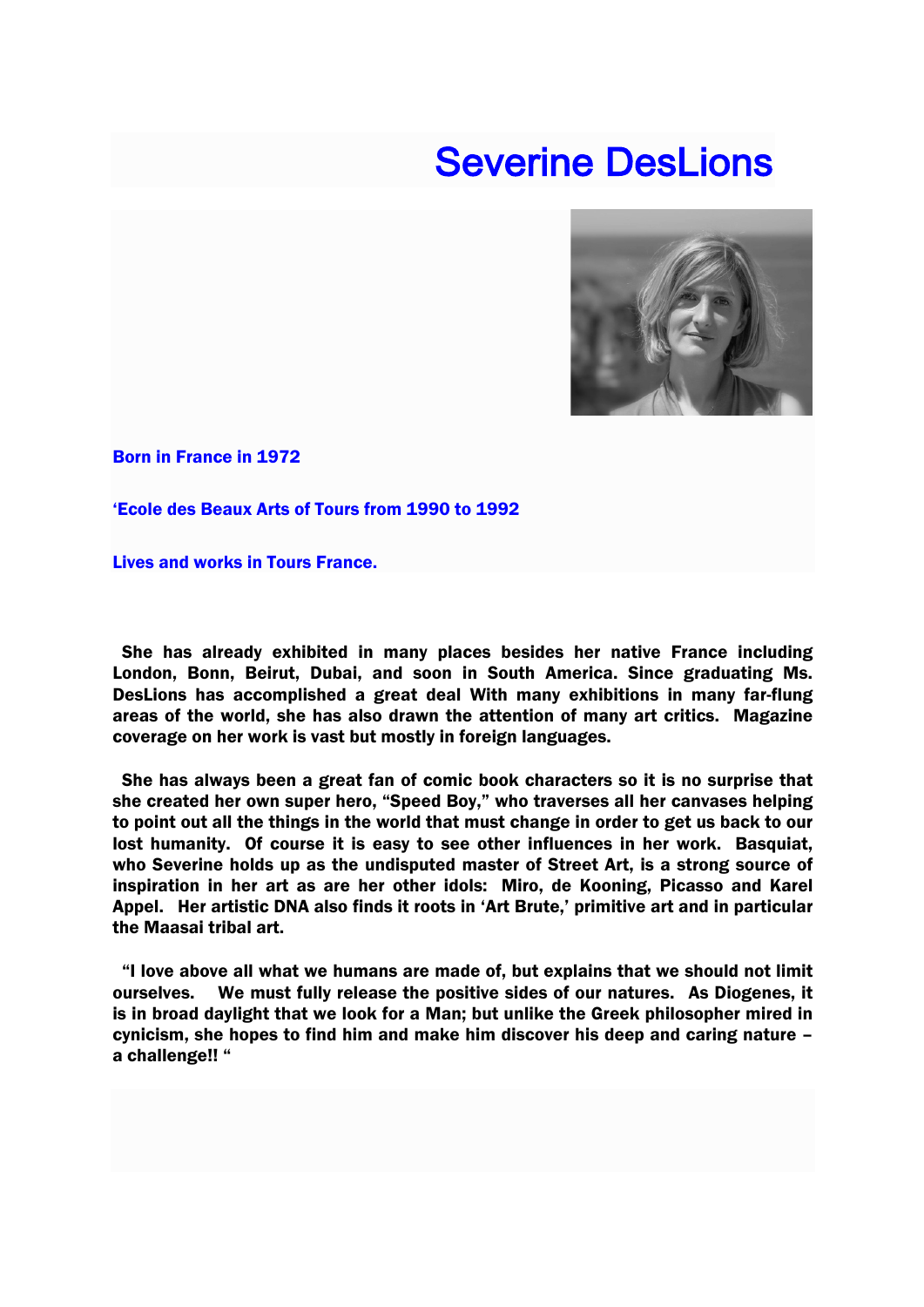# Severine DesLions

**Born in France in 1972**

**'Ecole des Beaux Arts of Tours from 1990 to 1992**

**Lives and works in Tours France.**

**She has already exhibited in many places besides her native France including London, Bonn, Beirut, Dubai, and soon in South America. Since graduating Ms. DesLions has accomplished a great deal With many exhibitions in many far-flung areas of the world, she has also drawn the attention of many art critics. Magazine coverage on her work is vast but mostly in foreign languages.**

**She has always been a great fan of comic book characters so it is no surprise that she created her own super hero, "Speed Boy," who traverses all her canvases helping to point out all the things in the world that must change in order to get us back to our lost humanity. Of course it is easy to see other influences in her work. Basquiat, who Severine holds up as the undisputed master of Street Art, is a strong source of inspiration in her art as are her other idols: Miro, de Kooning, Picasso and Karel Appel. Her artistic DNA also finds it roots in 'Art Brute,' primitive art and in particular the Maasai tribal art.**

**"I love above all what we humans are made of, but explains that we should not limit ourselves. We must fully release the positive sides of our natures. As Diogenes, it is in broad daylight that we look for a Man; but unlike the Greek philosopher mired in cynicism, she hopes to find him and make him discover his deep and caring nature – a challenge!! "**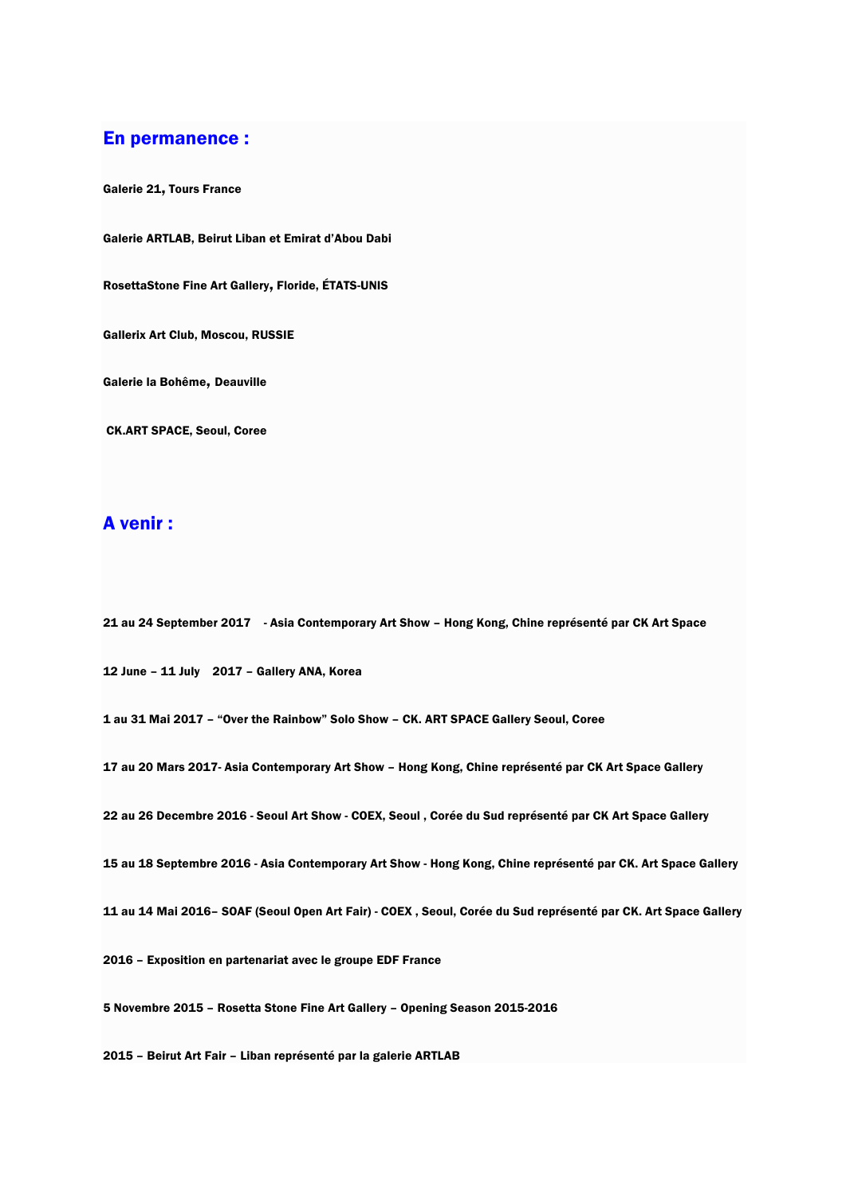## En permanence :

**Galerie 21, Tours France**

**Galerie ARTLAB, Beirut Liban et Emirat d'Abou Dabi**

**RosettaStone Fine Art Gallery, Floride, ÉTATS-UNIS**

**Gallerix Art Club, Moscou, RUSSIE**

**Galerie la Bohême, Deauville**

**CK.ART SPACE, Seoul, Coree**

## A venir :

**21 au 24 September 2017 - Asia Contemporary Art Show – Hong Kong, Chine représenté par CK Art Space**

**12 June – 11 July 2017 – Gallery ANA, Korea**

**1 au 31 Mai 2017 – "Over the Rainbow" Solo Show – CK. ART SPACE Gallery Seoul, Coree**

**17 au 20 Mars 2017- Asia Contemporary Art Show – Hong Kong, Chine représenté par CK Art Space Gallery**

**22 au 26 Decembre 2016 - Seoul Art Show - COEX, Seoul , Corée du Sud représenté par CK Art Space Gallery**

**15 au 18 Septembre 2016 - Asia Contemporary Art Show - Hong Kong, Chine représenté par CK. Art Space Gallery**

**11 au 14 Mai 2016– SOAF (Seoul Open Art Fair) - COEX , Seoul, Corée du Sud représenté par CK. Art Space Gallery**

**2016 – Exposition en partenariat avec le groupe EDF France**

**5 Novembre 2015 – Rosetta Stone Fine Art Gallery – Opening Season 2015-2016**

**2015 – Beirut Art Fair – Liban représenté par la galerie ARTLAB**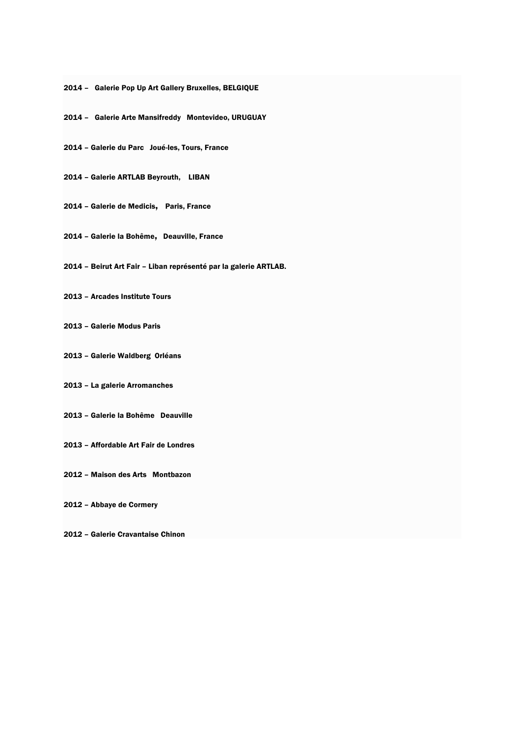**2014 – Galerie Pop Up Art Gallery Bruxelles, BELGIQUE**

**2014 – Galerie Arte Mansifreddy Montevideo, URUGUAY**

**2014 – Galerie du Parc Joué-les, Tours, France**

**2014 – Galerie ARTLAB Beyrouth, LIBAN**

**2014 – Galerie de Medicis, Paris, France**

**2014 – Galerie la Bohême, Deauville, France**

**2014 – Beirut Art Fair – Liban représenté par la galerie ARTLAB.**

**2013 – Arcades Institute Tours**

**2013 – Galerie Modus Paris**

**2013 – Galerie Waldberg Orléans**

**2013 – La galerie Arromanches**

**2013 – Galerie la Bohême Deauville**

**2013 – Affordable Art Fair de Londres**

**2012 – Maison des Arts Montbazon**

**2012 – Abbaye de Cormery**

**2012 – Galerie Cravantaise Chinon**